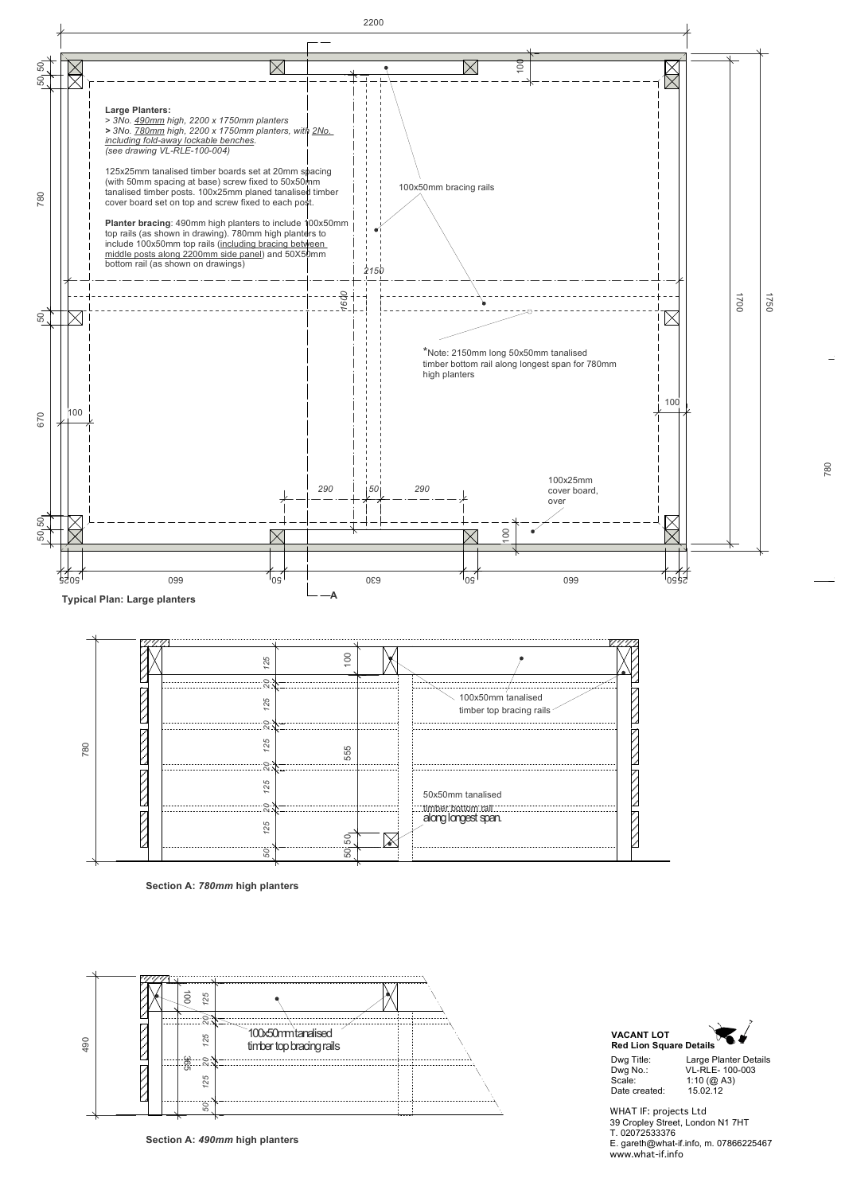**Large Planters:**

*> 3No. 490mm high, 2200 x 1750mm planters*
*> 3No. 780mm high, 2200 x 1750mm planters, with 2No. including fold-away lockable benches.*
*(see drawing VL-RLE-100-004)*

125x25mm tanalised timber boards set at 20mm spacing (with 50mm spacing at base) screw fixed to 50x50mm tanalised timber posts. 100x25mm planed tanalised timber cover board set on top and screw fixed to each post.

**Planter bracing**: 490mm high planters to include 100x50mm top rails (as shown in drawing). 780mm high planters to include 100x50mm top rails (including bracing between middle posts along 2200mm side panel) and 50X50mm bottom rail (as shown on drawings)

100x50mm bracing rails

*Note: 2150mm long 50x50mm tanalised timber bottom rail along longest span for 780mm high planters

100x25mm cover board, over

**Typical Plan: Large planters**

100x50mm tanalised timber top bracing rails

50x50mm tanalised timber bottom rail along longest span.

**Section A: *780mm* high planters**

100x50mm tanalised timber top bracing rails

**Section A: *490mm* high planters**

**VACANT LOT**
**Red Lion Square Details**

| | |
|---|---|
| Dwg Title: | Large Planter Details |
| Dwg No.: | VL-RLE- 100-003 |
| Scale: | 1:10 (@ A3) |
| Date created: | 15.02.12 |

WHAT IF: projects Ltd
39 Cropley Street, London N1 7HT
T. 02072533376
E. gareth@what-if.info, m. 07866225467
www.what-if.info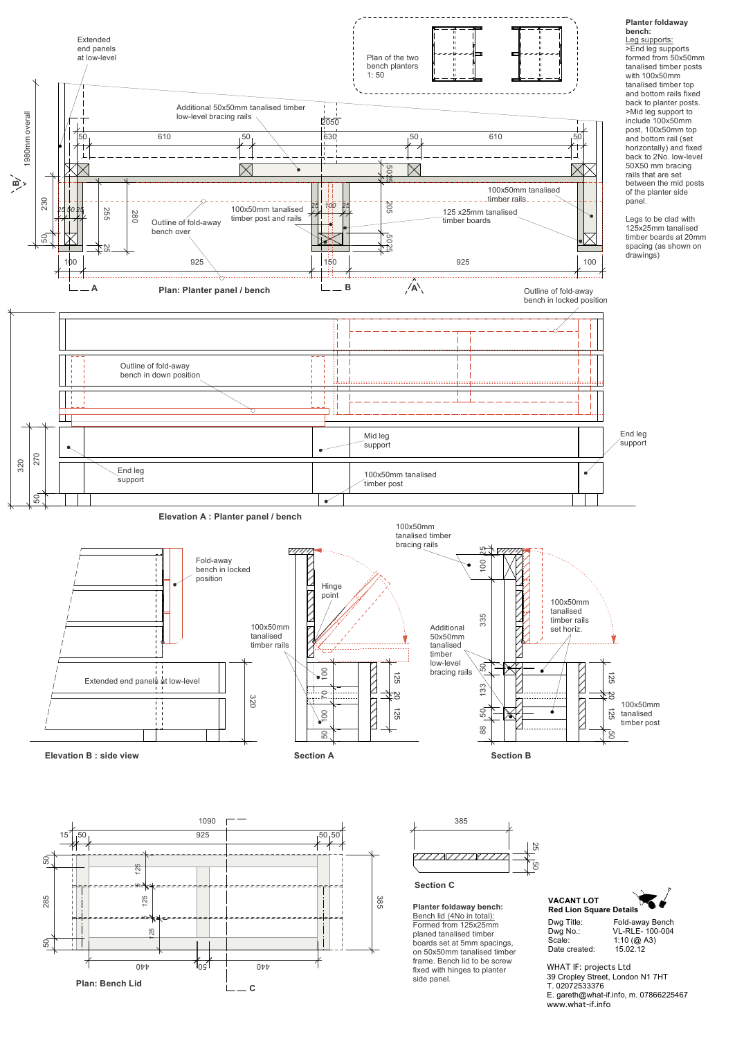Extended end panels at low-level

Plan of the two bench planters 1: 50

Additional 50x50mm tanalised timber low-level bracing rails

1980mm overall

2050

50 610 50 630 50 610 50

230 25 50 25 255 280 50 25

100 25 100 25 205 50 25 50 25

100x50mm tanalised timber rails

100x50mm tanalised timber post and rails

125 x25mm tanalised timber boards

Outline of fold-away bench over

100 925 150 925 100

A B A B

**Plan: Planter panel / bench**

Outline of fold-away bench in locked position

Outline of fold-away bench in down position

Mid leg support

End leg support

End leg support

100x50mm tanalised timber post

320 270 50

**Elevation A : Planter panel / bench**

Fold-away bench in locked position

Extended end panels at low-level

320

**Elevation B : side view**

Hinge point

100x50mm tanalised timber rails

100 70 100 50 125 20 125

**Section A**

100x50mm tanalised timber bracing rails

25 100 335 50 133 50 88

Additional 50x50mm tanalised timber low-level bracing rails

100x50mm tanalised timber rails set horiz.

125 20 125 50

100x50mm tanalised timber post

**Section B**

## Planter foldaway bench:

Leg supports:

>End leg supports formed from 50x50mm tanalised timber posts with 100x50mm tanalised timber top and bottom rails fixed back to planter posts.
>Mid leg support to include 100x50mm post, 100x50mm top and bottom rail (set horizontally) and fixed back to 2No. low-level 50X50 mm bracing rails that are set between the mid posts of the planter side panel.

Legs to be clad with 125x25mm tanalised timber boards at 20mm spacing (as shown on drawings)

1090

15 50 925 50 50

50 285 50 125 125 125 5 5

440 50 440

385

C

**Plan: Bench Lid**

385

25 50

**Section C**

## Planter foldaway bench:

Bench lid (4No in total):

Formed from 125x25mm planed tanalised timber boards set at 5mm spacings, on 50x50mm tanalised timber frame. Bench lid to be screw fixed with hinges to planter side panel.

**VACANT LOT**
**Red Lion Square Details**

| | |
|---|---|
| Dwg Title: | Fold-away Bench |
| Dwg No.: | VL-RLE- 100-004 |
| Scale: | 1:10 (@ A3) |
| Date created: | 15.02.12 |

WHAT IF: projects Ltd
39 Cropley Street, London N1 7HT
T. 02072533376
E. gareth@what-if.info, m. 07866225467
www.what-if.info